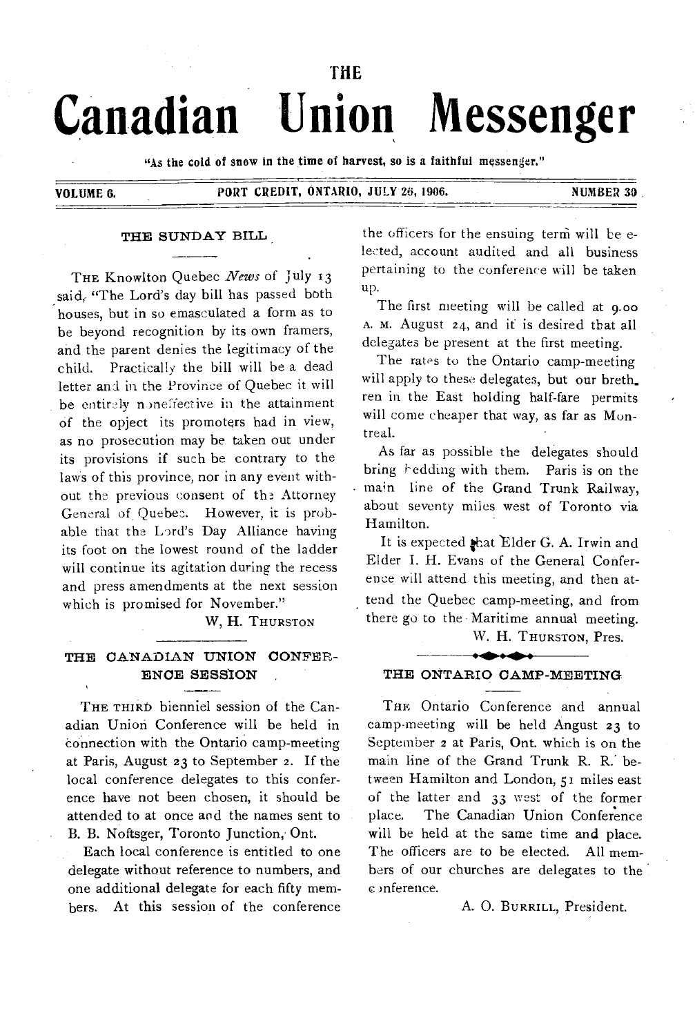# THE Canadian Union Messenger

"As the cold of snow in the time of harvest, so is a faithful messenger."

VOLUME 6. PORT CREDIT, ONTARIO, JULY 26, 1906. NUMBER 30

## THE SUNDAY BILL

THE Knowlton Quebec *News* of July 13 said, "The Lord's day bill has passed both houses, but in so emasculated a form as to be beyond recognition by its own framers, and the parent denies the legitimacy of the child. Practically the bill will be a dead letter and in the Province of Quebec it will be entirely noneffective in the attainment of the opject its promoters had in view, as no prosecution may be taken out under its provisions if such be contrary to the laws of this province, nor in any event without the previous consent of the Attorney General of Quebec. However, it is probable that the Lord's Day Alliance having its foot on the lowest round of the ladder will continue its agitation during the recess and press amendments at the next session which is promised for November."

W, H. THURSTON

## THE CANADIAN UNION CONFERENCE SESSION

THE THIRD bienniel session of the Canadian Union Conference will be held in connection with the Ontario camp-meeting at Paris, August 23 to September 2. If the local conference delegates to this conference have not been chosen, it should be attended to at once and the names sent to B. B. Noftsger, Toronto Junction, Ont.

Each local conference is entitled to one delegate without reference to numbers, and one additional delegate for each fifty members. At this session of the conference the officers for the ensuing term will be elected, account audited and all business pertaining to the conference will be taken up.

The first meeting will be called at 9.00 A. M. August 24, and it is desired that all delegates be present at the first meeting.

The rates to the Ontario camp-meeting will apply to these delegates, but our brethren in the East holding half-fare permits will come cheaper that way, as far as Montreal.

As far as possible the delegates should bring bedding with them. Paris is on the main line of the Grand Trunk Railway, about seventy miles west of Toronto via Hamilton.

It is expected that Elder G. A. Irwin and Elder I. H. Evans of the General Conference will attend this meeting, and then attend the Quebec camp-meeting, and from there go to the Maritime annual meeting.

W. H. THURSTON, Pres.

## THE ONTARIO CAMP-MEETING

THE Ontario Conference and annual camp-meeting will be held Angust 23 to September 2 at Paris, Ont. which is on the main line of the Grand Trunk R. R. between Hamilton and London, 51 miles east of the latter and 33 west of the former place. The Canadian Union Conference will be held at the same time and place. The officers are to be elected. All members of our churches are delegates to the conference.

A. O. BURRILL, President.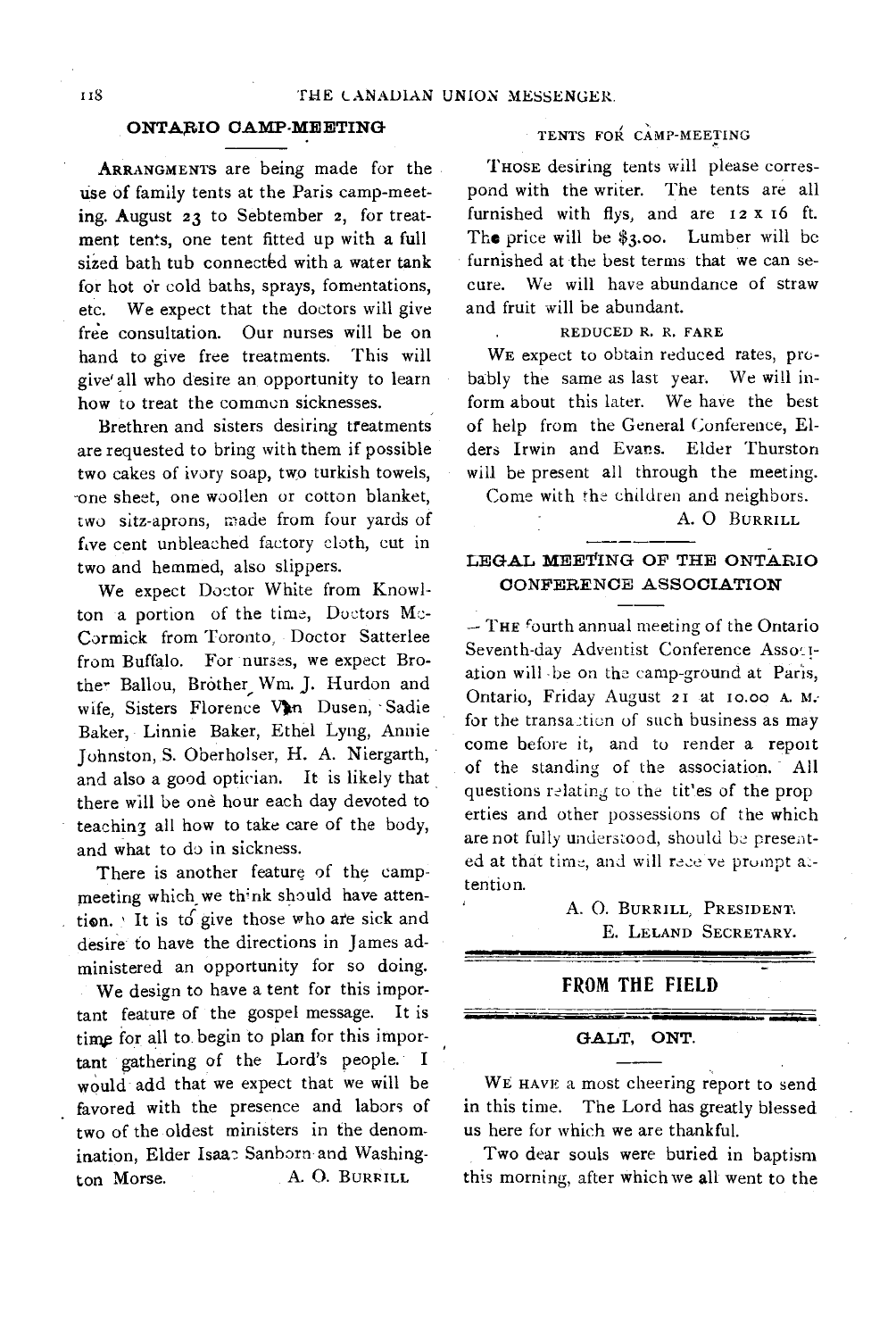## ONTARIO CAMP-MEETING

ARRANGMENTS are being made for the use of family tents at the Paris camp-meeting. August 23 to Sebtember 2, for treatment tents, one tent fitted up with a full sized bath tub connected with a water tank for hot or cold baths, sprays, fomentations, etc. We expect that the doctors will give free consultation. Our nurses will be on hand to give free treatments. This will give all who desire an opportunity to learn how to treat the common sicknesses.

Brethren and sisters desiring treatments are requested to bring with them if possible two cakes of ivory soap, two turkish towels, one sheet, one woollen or cotton blanket, two sitz-aprons, made from four yards of five cent unbleached factory cloth, cut in two and hemmed, also slippers.

We expect Doctor White from Knowlton a portion of the time, Doctors McCormick from Toronto, Doctor Satterlee from Buffalo. For nurses, we expect Brother Ballou, Brother Wm. J. Hurdon and wife, Sisters Florence Van Dusen, Sadie Baker, Linnie Baker, Ethel Lyng, Annie Johnston, S. Oberholser, H. A. Niergarth, and also a good optician. It is likely that there will be one hour each day devoted to teaching all how to take care of the body, and what to do in sickness.

There is another feature of the camp-meeting which we think should have attention. It is to give those who are sick and desire to have the directions in James administered an opportunity for so doing. We design to have a tent for this important feature of the gospel message. It is time for all to begin to plan for this important gathering of the Lord's people. I would add that we expect that we will be favored with the presence and labors of two of the oldest ministers in the denomination, Elder Isaac Sanborn and Washington Morse.

A. O. BURRILL

## TENTS FOR CAMP-MEETING

THOSE desiring tents will please correspond with the writer. The tents are all furnished with flys, and are 12 x 16 ft. The price will be $3.00. Lumber will be furnished at the best terms that we can secure. We will have abundance of straw and fruit will be abundant.

### REDUCED R. R. FARE

WE expect to obtain reduced rates, probably the same as last year. We will inform about this later. We have the best of help from the General Conference, Elders Irwin and Evans. Elder Thurston will be present all through the meeting.

Come with the children and neighbors.

A. O BURRILL

## LEGAL MEETING OF THE ONTARIO CONFERENCE ASSOCIATION

THE fourth annual meeting of the Ontario Seventh-day Adventist Conference Association will be on the camp-ground at Paris, Ontario, Friday August 21 at 10.00 A. M. for the transaction of such business as may come before it, and to render a report of the standing of the association. All questions relating to the tit'es of the properties and other possessions of the which are not fully understood, should be presented at that time, and will receive prompt attention.

A. O. BURRILL, PRESIDENT.
E. LELAND SECRETARY.

# FROM THE FIELD

## GALT, ONT.

WE HAVE a most cheering report to send in this time. The Lord has greatly blessed us here for which we are thankful.

Two dear souls were buried in baptism this morning, after which we all went to the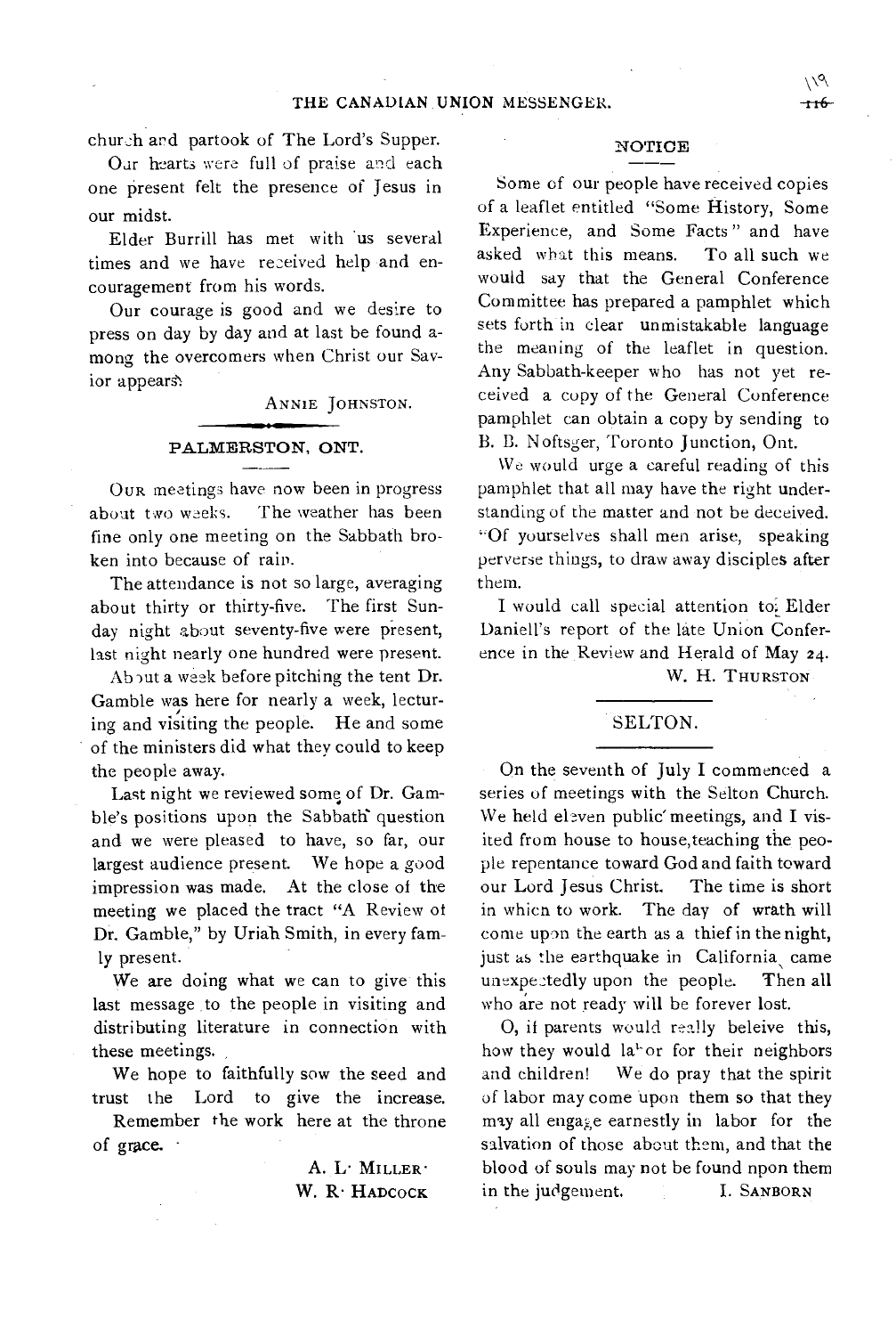church and partook of The Lord's Supper.

Our hearts were full of praise and each one present felt the presence of Jesus in our midst.

Elder Burrill has met with us several times and we have received help and encouragement from his words.

Our courage is good and we desire to press on day by day and at last be found among the overcomers when Christ our Savior appears.

ANNIE JOHNSTON.

## PALMERSTON, ONT.

OUR meetings have now been in progress about two weeks. The weather has been fine only one meeting on the Sabbath broken into because of rain.

The attendance is not so large, averaging about thirty or thirty-five. The first Sunday night about seventy-five were present, last night nearly one hundred were present.

About a week before pitching the tent Dr. Gamble was here for nearly a week, lecturing and visiting the people. He and some of the ministers did what they could to keep the people away.

Last night we reviewed some of Dr. Gamble's positions upon the Sabbath question and we were pleased to have, so far, our largest audience present. We hope a good impression was made. At the close of the meeting we placed the tract "A Review of Dr. Gamble," by Uriah Smith, in every family present.

We are doing what we can to give this last message to the people in visiting and distributing literature in connection with these meetings.

We hope to faithfully sow the seed and trust the Lord to give the increase.

Remember the work here at the throne of grace.

A. L. MILLER.
W. R. HADCOCK

## NOTICE

Some of our people have received copies of a leaflet entitled "Some History, Some Experience, and Some Facts" and have asked what this means. To all such we would say that the General Conference Committee has prepared a pamphlet which sets forth in clear unmistakable language the meaning of the leaflet in question. Any Sabbath-keeper who has not yet received a copy of the General Conference pamphlet can obtain a copy by sending to B. B. Noftsger, Toronto Junction, Ont.

We would urge a careful reading of this pamphlet that all may have the right understanding of the matter and not be deceived. "Of yourselves shall men arise, speaking perverse things, to draw away disciples after them.

I would call special attention to Elder Daniell's report of the late Union Conference in the Review and Herald of May 24.

W. H. THURSTON

## SELTON.

On the seventh of July I commenced a series of meetings with the Selton Church. We held eleven public meetings, and I visited from house to house, teaching the people repentance toward God and faith toward our Lord Jesus Christ. The time is short in which to work. The day of wrath will come upon the earth as a thief in the night, just as the earthquake in California came unexpectedly upon the people. Then all who are not ready will be forever lost.

O, if parents would really beleive this, how they would labor for their neighbors and children! We do pray that the spirit of labor may come upon them so that they may all engage earnestly in labor for the salvation of those about them, and that the blood of souls may not be found npon them in the judgement.

I. SANBORN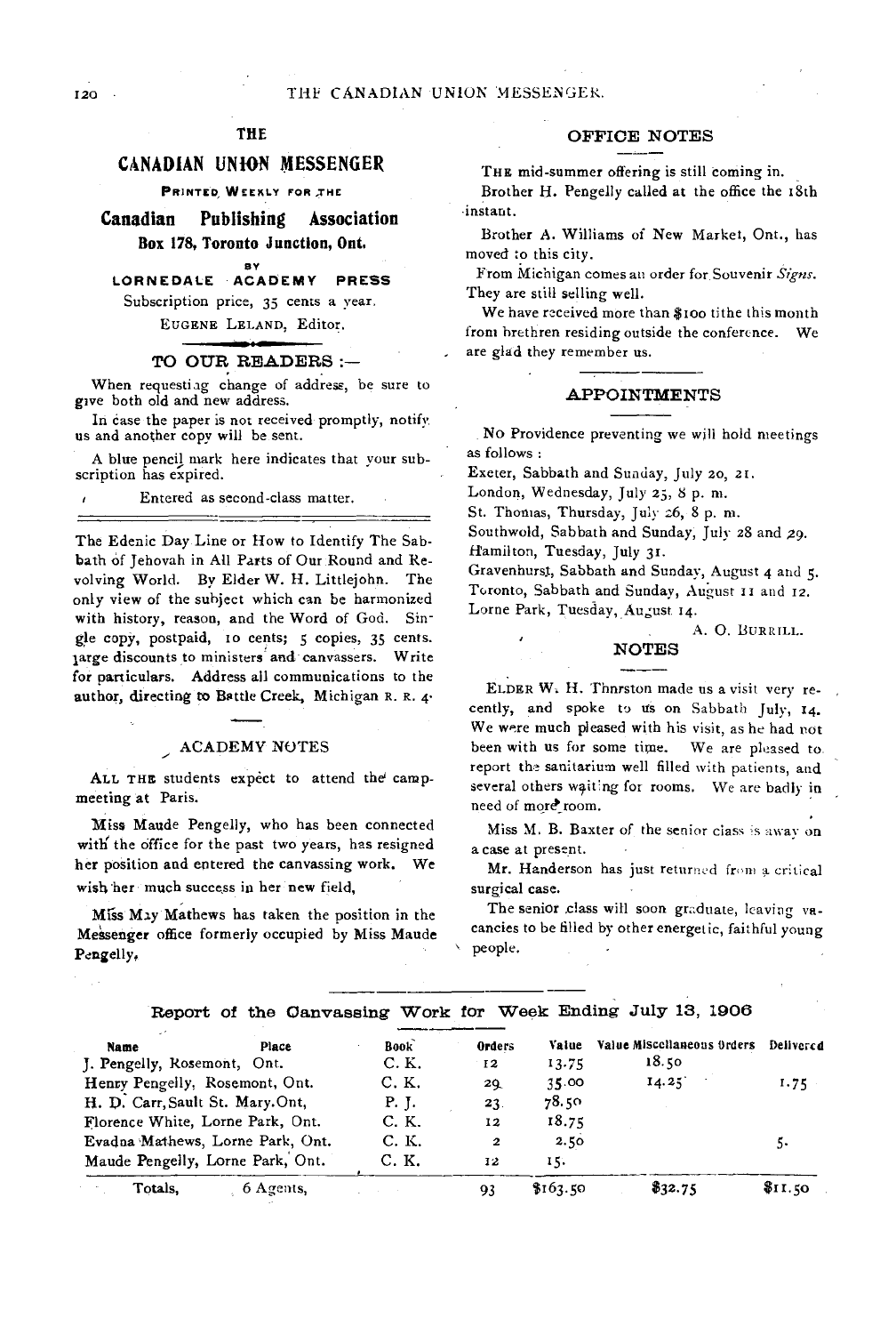## THE

## CANADIAN UNION MESSENGER

PRINTED WEEKLY FOR THE

### Canadian Publishing Association

**Box 178, Toronto Junction, Ont.**

BY

**LORNEDALE ACADEMY PRESS**

Subscription price, 35 cents a year.

EUGENE LELAND, Editor.

### TO OUR READERS :—

When requesting change of address, be sure to give both old and new address.

In case the paper is not received promptly, notify us and another copy will be sent.

A blue pencil mark here indicates that your subscription has expired.

Entered as second-class matter.

---

The Edenic Day Line or How to Identify The Sabbath of Jehovah in All Parts of Our Round and Revolving World. By Elder W. H. Littlejohn. The only view of the subject which can be harmonized with history, reason, and the Word of God. Single copy, postpaid, 10 cents; 5 copies, 35 cents. Large discounts to ministers and canvassers. Write for particulars. Address all communications to the author, directing to Battle Creek, Michigan R. R. 4.

### ACADEMY NOTES

ALL THE students expect to attend the camp-meeting at Paris.

Miss Maude Pengelly, who has been connected with the office for the past two years, has resigned her position and entered the canvassing work. We wish her much success in her new field,

Miss May Mathews has taken the position in the Messenger office formerly occupied by Miss Maude Pengelly.

### OFFICE NOTES

THE mid-summer offering is still coming in.

Brother H. Pengelly called at the office the 18th instant.

Brother A. Williams of New Market, Ont., has moved to this city.

From Michigan comes an order for Souvenir *Signs*. They are still selling well.

We have received more than $100 tithe this month from brethren residing outside the conference. We are glad they remember us.

### APPOINTMENTS

No Providence preventing we will hold meetings as follows :

Exeter, Sabbath and Sunday, July 20, 21.
London, Wednesday, July 25, 8 p. m.
St. Thomas, Thursday, July 26, 8 p. m.
Southwold, Sabbath and Sunday, July 28 and 29.
Hamilton, Tuesday, July 31.
Gravenhurst, Sabbath and Sunday, August 4 and 5.
Toronto, Sabbath and Sunday, August 11 and 12.
Lorne Park, Tuesday, August 14.

A. O. BURRILL.

### NOTES

ELDER W. H. Thurston made us a visit very recently, and spoke to us on Sabbath July, 14. We were much pleased with his visit, as he had not been with us for some time. We are pleased to report the sanitarium well filled with patients, and several others waiting for rooms. We are badly in need of more room.

Miss M. B. Baxter of the senior class is away on a case at present.

Mr. Handerson has just returned from a critical surgical case.

The senior class will soon graduate, leaving vacancies to be filled by other energetic, faithful young people.

### Report of the Canvassing Work for Week Ending July 13, 1906

| Name Place | Book | Orders | Value | Value Miscellaneous Orders | Delivered |
|---|---|---|---|---|---|
| J. Pengelly, Rosemont, Ont. | C. K. | 12 | 13.75 | 18.50 | |
| Henry Pengelly, Rosemont, Ont. | C. K. | 29 | 35.00 | 14.25 | 1.75 |
| H. D. Carr, Sault St. Mary, Ont, | P. J. | 23 | 78.50 | | |
| Florence White, Lorne Park, Ont. | C. K. | 12 | 18.75 | | |
| Evadna Mathews, Lorne Park, Ont. | C. K. | 2 | 2.50 | | 5. |
| Maude Pengelly, Lorne Park, Ont. | C. K. | 12 | 15. | | |
| Totals, 6 Agents, | | 93 | $163.50 | $32.75 | $11.50 |